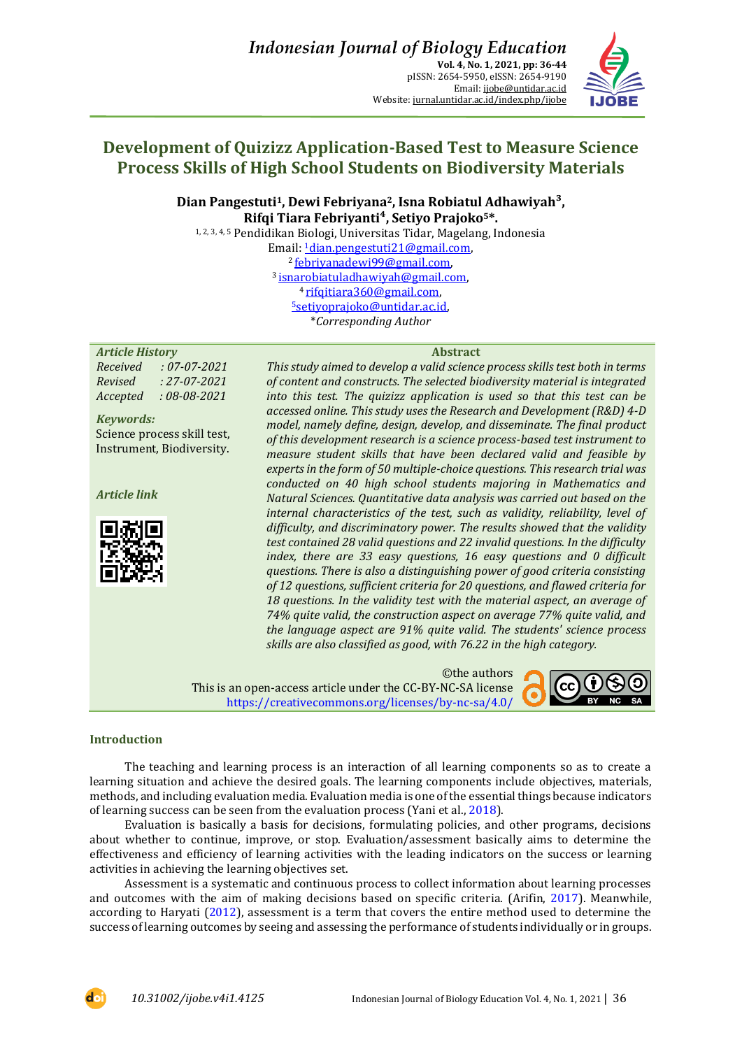# Development of Quizizz Application-Based Test to Measure Science Process Skills of High School Students on Biodiversity Materials

**Dian Pangestuti[1], Dewi Febriyana[2], Isna Robiatul Adhawiyah[3], Rifqi Tiara Febriyanti[4], Setiyo Prajoko[5]\*.**

[1, 2, 3, 4, 5] Pendidikan Biologi, Universitas Tidar, Magelang, Indonesia

Email: [1]dian.pengestuti21@gmail.com,
[2] febriyanadewi99@gmail.com,
[3] isnarobiatuladhawiyah@gmail.com,
[4] rifqitiara360@gmail.com,
[5]setiyoprajoko@untidar.ac.id,
*\*Corresponding Author*

***Article History***

*Received : 07-07-2021*
*Revised : 27-07-2021*
*Accepted : 08-08-2021*

***Keywords:***
Science process skill test, Instrument, Biodiversity.

***Article link***

**Abstract**

*This study aimed to develop a valid science process skills test both in terms of content and constructs. The selected biodiversity material is integrated into this test. The quizizz application is used so that this test can be accessed online. This study uses the Research and Development (R&D) 4-D model, namely define, design, develop, and disseminate. The final product of this development research is a science process-based test instrument to measure student skills that have been declared valid and feasible by experts in the form of 50 multiple-choice questions. This research trial was conducted on 40 high school students majoring in Mathematics and Natural Sciences. Quantitative data analysis was carried out based on the internal characteristics of the test, such as validity, reliability, level of difficulty, and discriminatory power. The results showed that the validity test contained 28 valid questions and 22 invalid questions. In the difficulty index, there are 33 easy questions, 16 easy questions and 0 difficult questions. There is also a distinguishing power of good criteria consisting of 12 questions, sufficient criteria for 20 questions, and flawed criteria for 18 questions. In the validity test with the material aspect, an average of 74% quite valid, the construction aspect on average 77% quite valid, and the language aspect are 91% quite valid. The students' science process skills are also classified as good, with 76.22 in the high category.*

©the authors
This is an open-access article under the CC-BY-NC-SA license
https://creativecommons.org/licenses/by-nc-sa/4.0/

## Introduction

The teaching and learning process is an interaction of all learning components so as to create a learning situation and achieve the desired goals. The learning components include objectives, materials, methods, and including evaluation media. Evaluation media is one of the essential things because indicators of learning success can be seen from the evaluation process (Yani et al., 2018).

Evaluation is basically a basis for decisions, formulating policies, and other programs, decisions about whether to continue, improve, or stop. Evaluation/assessment basically aims to determine the effectiveness and efficiency of learning activities with the leading indicators on the success or learning activities in achieving the learning objectives set.

Assessment is a systematic and continuous process to collect information about learning processes and outcomes with the aim of making decisions based on specific criteria. (Arifin, 2017). Meanwhile, according to Haryati (2012), assessment is a term that covers the entire method used to determine the success of learning outcomes by seeing and assessing the performance of students individually or in groups.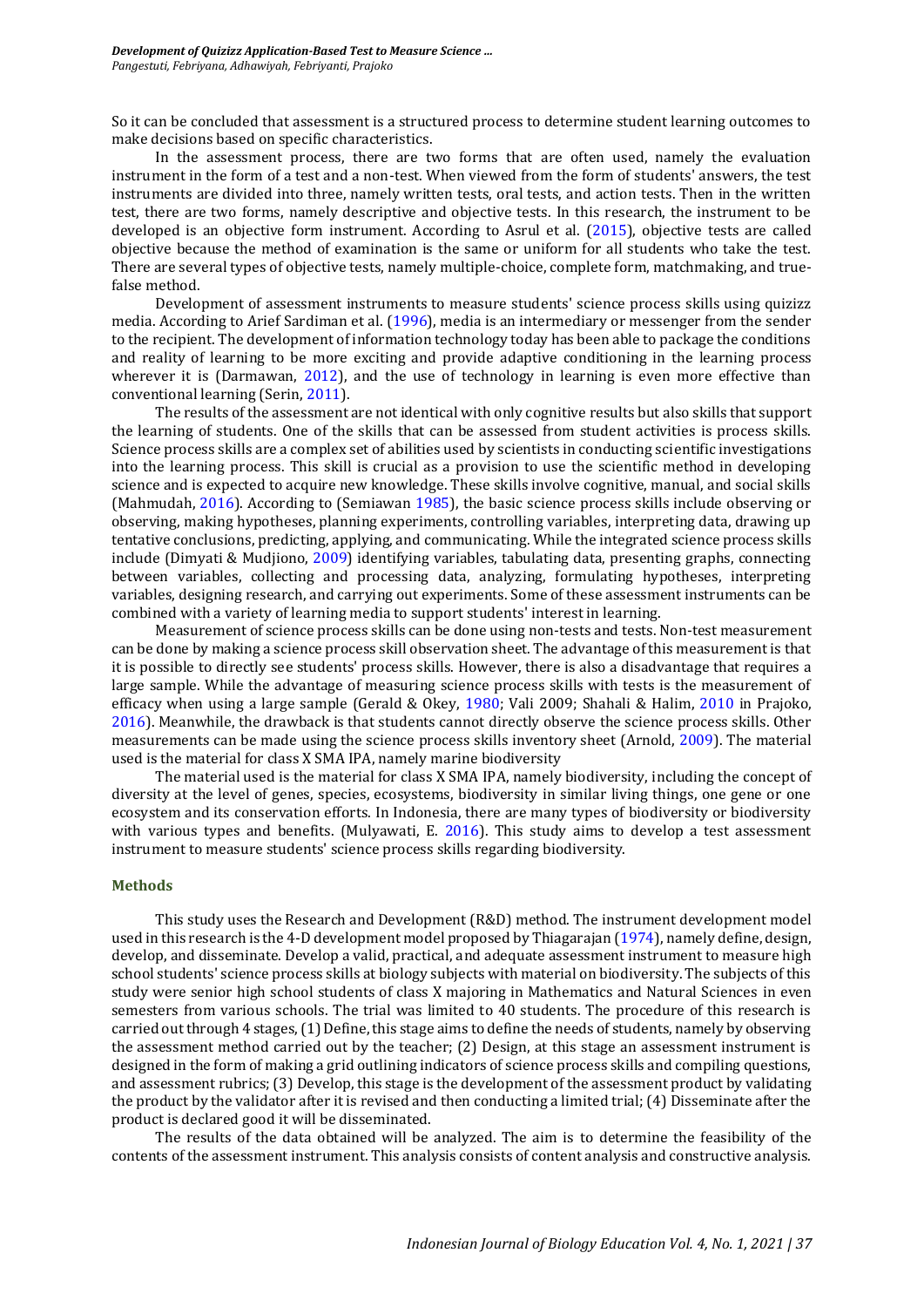So it can be concluded that assessment is a structured process to determine student learning outcomes to make decisions based on specific characteristics.

In the assessment process, there are two forms that are often used, namely the evaluation instrument in the form of a test and a non-test. When viewed from the form of students' answers, the test instruments are divided into three, namely written tests, oral tests, and action tests. Then in the written test, there are two forms, namely descriptive and objective tests. In this research, the instrument to be developed is an objective form instrument. According to Asrul et al. (2015), objective tests are called objective because the method of examination is the same or uniform for all students who take the test. There are several types of objective tests, namely multiple-choice, complete form, matchmaking, and true-false method.

Development of assessment instruments to measure students' science process skills using quizizz media. According to Arief Sardiman et al. (1996), media is an intermediary or messenger from the sender to the recipient. The development of information technology today has been able to package the conditions and reality of learning to be more exciting and provide adaptive conditioning in the learning process wherever it is (Darmawan, 2012), and the use of technology in learning is even more effective than conventional learning (Serin, 2011).

The results of the assessment are not identical with only cognitive results but also skills that support the learning of students. One of the skills that can be assessed from student activities is process skills. Science process skills are a complex set of abilities used by scientists in conducting scientific investigations into the learning process. This skill is crucial as a provision to use the scientific method in developing science and is expected to acquire new knowledge. These skills involve cognitive, manual, and social skills (Mahmudah, 2016). According to (Semiawan 1985), the basic science process skills include observing or observing, making hypotheses, planning experiments, controlling variables, interpreting data, drawing up tentative conclusions, predicting, applying, and communicating. While the integrated science process skills include (Dimyati & Mudjiono, 2009) identifying variables, tabulating data, presenting graphs, connecting between variables, collecting and processing data, analyzing, formulating hypotheses, interpreting variables, designing research, and carrying out experiments. Some of these assessment instruments can be combined with a variety of learning media to support students' interest in learning.

Measurement of science process skills can be done using non-tests and tests. Non-test measurement can be done by making a science process skill observation sheet. The advantage of this measurement is that it is possible to directly see students' process skills. However, there is also a disadvantage that requires a large sample. While the advantage of measuring science process skills with tests is the measurement of efficacy when using a large sample (Gerald & Okey, 1980; Vali 2009; Shahali & Halim, 2010 in Prajoko, 2016). Meanwhile, the drawback is that students cannot directly observe the science process skills. Other measurements can be made using the science process skills inventory sheet (Arnold, 2009). The material used is the material for class X SMA IPA, namely marine biodiversity

The material used is the material for class X SMA IPA, namely biodiversity, including the concept of diversity at the level of genes, species, ecosystems, biodiversity in similar living things, one gene or one ecosystem and its conservation efforts. In Indonesia, there are many types of biodiversity or biodiversity with various types and benefits. (Mulyawati, E. 2016). This study aims to develop a test assessment instrument to measure students' science process skills regarding biodiversity.

## Methods

This study uses the Research and Development (R&D) method. The instrument development model used in this research is the 4-D development model proposed by Thiagarajan (1974), namely define, design, develop, and disseminate. Develop a valid, practical, and adequate assessment instrument to measure high school students' science process skills at biology subjects with material on biodiversity. The subjects of this study were senior high school students of class X majoring in Mathematics and Natural Sciences in even semesters from various schools. The trial was limited to 40 students. The procedure of this research is carried out through 4 stages, (1) Define, this stage aims to define the needs of students, namely by observing the assessment method carried out by the teacher; (2) Design, at this stage an assessment instrument is designed in the form of making a grid outlining indicators of science process skills and compiling questions, and assessment rubrics; (3) Develop, this stage is the development of the assessment product by validating the product by the validator after it is revised and then conducting a limited trial; (4) Disseminate after the product is declared good it will be disseminated.

The results of the data obtained will be analyzed. The aim is to determine the feasibility of the contents of the assessment instrument. This analysis consists of content analysis and constructive analysis.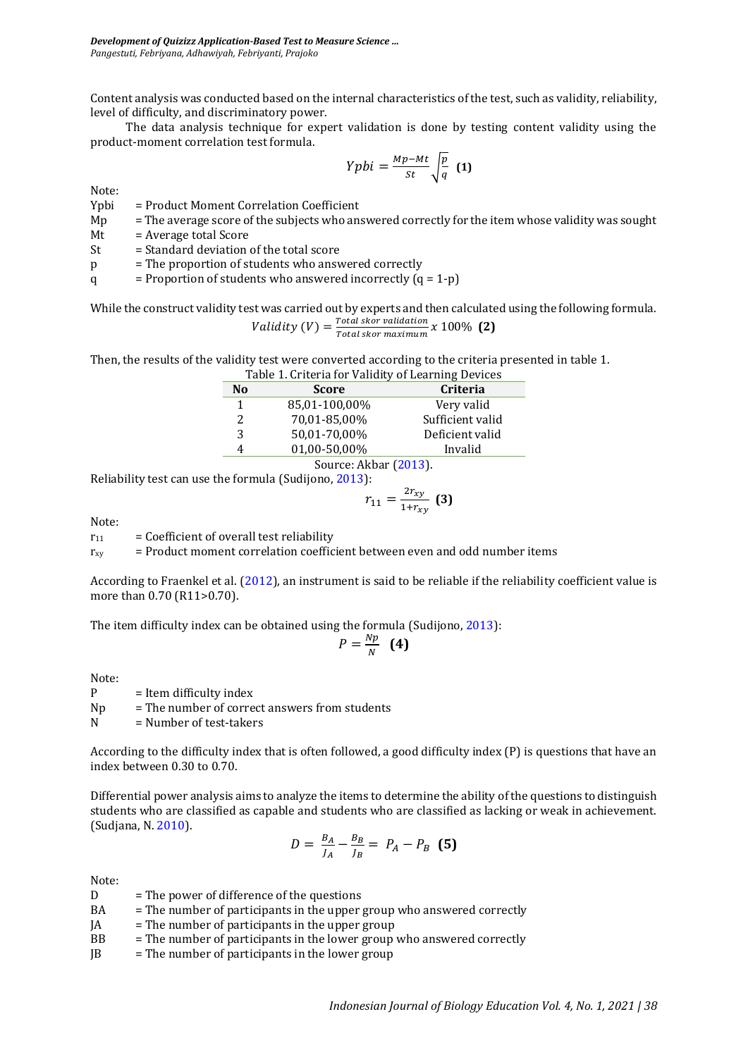Content analysis was conducted based on the internal characteristics of the test, such as validity, reliability, level of difficulty, and discriminatory power.

The data analysis technique for expert validation is done by testing content validity using the product-moment correlation test formula.

$$Ypbi = \frac{Mp - Mt}{St}\sqrt{\frac{p}{q}} \quad \textbf{(1)}$$

Note:

Ypbi = Product Moment Correlation Coefficient
Mp = The average score of the subjects who answered correctly for the item whose validity was sought
Mt = Average total Score
St = Standard deviation of the total score
p = The proportion of students who answered correctly
q = Proportion of students who answered incorrectly (q = 1-p)

While the construct validity test was carried out by experts and then calculated using the following formula.

$$Validity\ (V) = \frac{Total\ skor\ validation}{Total\ skor\ maximum} x\ 100\% \quad \textbf{(2)}$$

Then, the results of the validity test were converted according to the criteria presented in table 1.

Table 1. Criteria for Validity of Learning Devices

| No | Score | Criteria |
|---|---|---|
| 1 | 85,01-100,00% | Very valid |
| 2 | 70,01-85,00% | Sufficient valid |
| 3 | 50,01-70,00% | Deficient valid |
| 4 | 01,00-50,00% | Invalid |

Source: Akbar (2013).

Reliability test can use the formula (Sudijono, 2013):

$$r_{11} = \frac{2r_{xy}}{1+r_{xy}} \quad \textbf{(3)}$$

Note:

$r_{11}$ = Coefficient of overall test reliability
$r_{xy}$ = Product moment correlation coefficient between even and odd number items

According to Fraenkel et al. (2012), an instrument is said to be reliable if the reliability coefficient value is more than 0.70 (R11>0.70).

The item difficulty index can be obtained using the formula (Sudijono, 2013):

$$P = \frac{Np}{N} \quad \textbf{(4)}$$

Note:

P = Item difficulty index
Np = The number of correct answers from students
N = Number of test-takers

According to the difficulty index that is often followed, a good difficulty index (P) is questions that have an index between 0.30 to 0.70.

Differential power analysis aims to analyze the items to determine the ability of the questions to distinguish students who are classified as capable and students who are classified as lacking or weak in achievement. (Sudjana, N. 2010).

$$D = \frac{B_A}{J_A} - \frac{B_B}{J_B} = P_A - P_B \quad \textbf{(5)}$$

Note:

D = The power of difference of the questions
BA = The number of participants in the upper group who answered correctly
JA = The number of participants in the upper group
BB = The number of participants in the lower group who answered correctly
JB = The number of participants in the lower group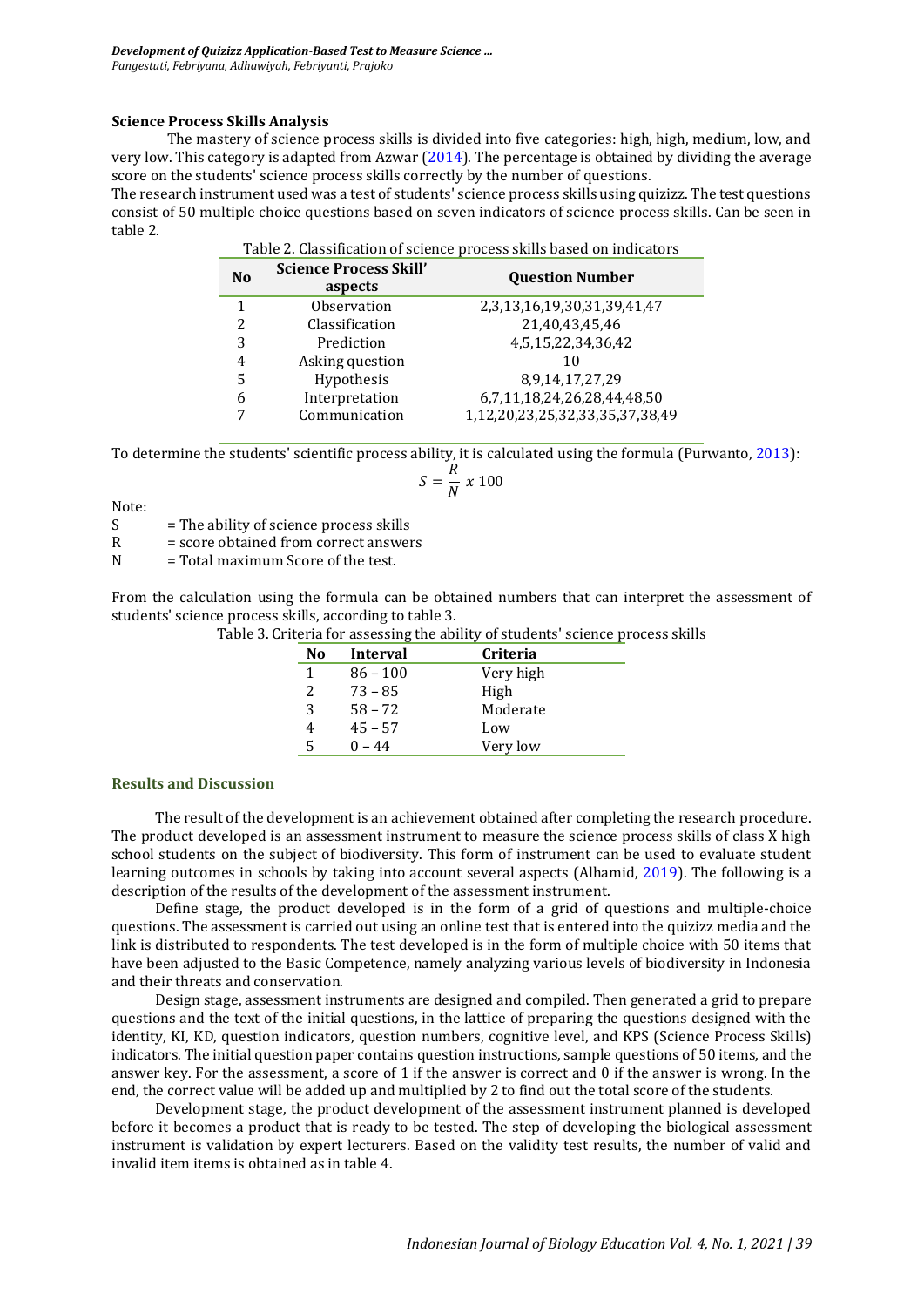### Science Process Skills Analysis

The mastery of science process skills is divided into five categories: high, high, medium, low, and very low. This category is adapted from Azwar (2014). The percentage is obtained by dividing the average score on the students' science process skills correctly by the number of questions.

The research instrument used was a test of students' science process skills using quizizz. The test questions consist of 50 multiple choice questions based on seven indicators of science process skills. Can be seen in table 2.

Table 2. Classification of science process skills based on indicators

| No | Science Process Skill' aspects | Question Number |
|---|---|---|
| 1 | Observation | 2,3,13,16,19,30,31,39,41,47 |
| 2 | Classification | 21,40,43,45,46 |
| 3 | Prediction | 4,5,15,22,34,36,42 |
| 4 | Asking question | 10 |
| 5 | Hypothesis | 8,9,14,17,27,29 |
| 6 | Interpretation | 6,7,11,18,24,26,28,44,48,50 |
| 7 | Communication | 1,12,20,23,25,32,33,35,37,38,49 |

To determine the students' scientific process ability, it is calculated using the formula (Purwanto, 2013):

$$S = \frac{R}{N} \ x \ 100$$

Note:

S = The ability of science process skills

R = score obtained from correct answers

N = Total maximum Score of the test.

From the calculation using the formula can be obtained numbers that can interpret the assessment of students' science process skills, according to table 3.

Table 3. Criteria for assessing the ability of students' science process skills

| No | Interval | Criteria |
|---|---|---|
| 1 | 86 – 100 | Very high |
| 2 | 73 – 85 | High |
| 3 | 58 – 72 | Moderate |
| 4 | 45 – 57 | Low |
| 5 | 0 – 44 | Very low |

## Results and Discussion

The result of the development is an achievement obtained after completing the research procedure. The product developed is an assessment instrument to measure the science process skills of class X high school students on the subject of biodiversity. This form of instrument can be used to evaluate student learning outcomes in schools by taking into account several aspects (Alhamid, 2019). The following is a description of the results of the development of the assessment instrument.

Define stage, the product developed is in the form of a grid of questions and multiple-choice questions. The assessment is carried out using an online test that is entered into the quizizz media and the link is distributed to respondents. The test developed is in the form of multiple choice with 50 items that have been adjusted to the Basic Competence, namely analyzing various levels of biodiversity in Indonesia and their threats and conservation.

Design stage, assessment instruments are designed and compiled. Then generated a grid to prepare questions and the text of the initial questions, in the lattice of preparing the questions designed with the identity, KI, KD, question indicators, question numbers, cognitive level, and KPS (Science Process Skills) indicators. The initial question paper contains question instructions, sample questions of 50 items, and the answer key. For the assessment, a score of 1 if the answer is correct and 0 if the answer is wrong. In the end, the correct value will be added up and multiplied by 2 to find out the total score of the students.

Development stage, the product development of the assessment instrument planned is developed before it becomes a product that is ready to be tested. The step of developing the biological assessment instrument is validation by expert lecturers. Based on the validity test results, the number of valid and invalid item items is obtained as in table 4.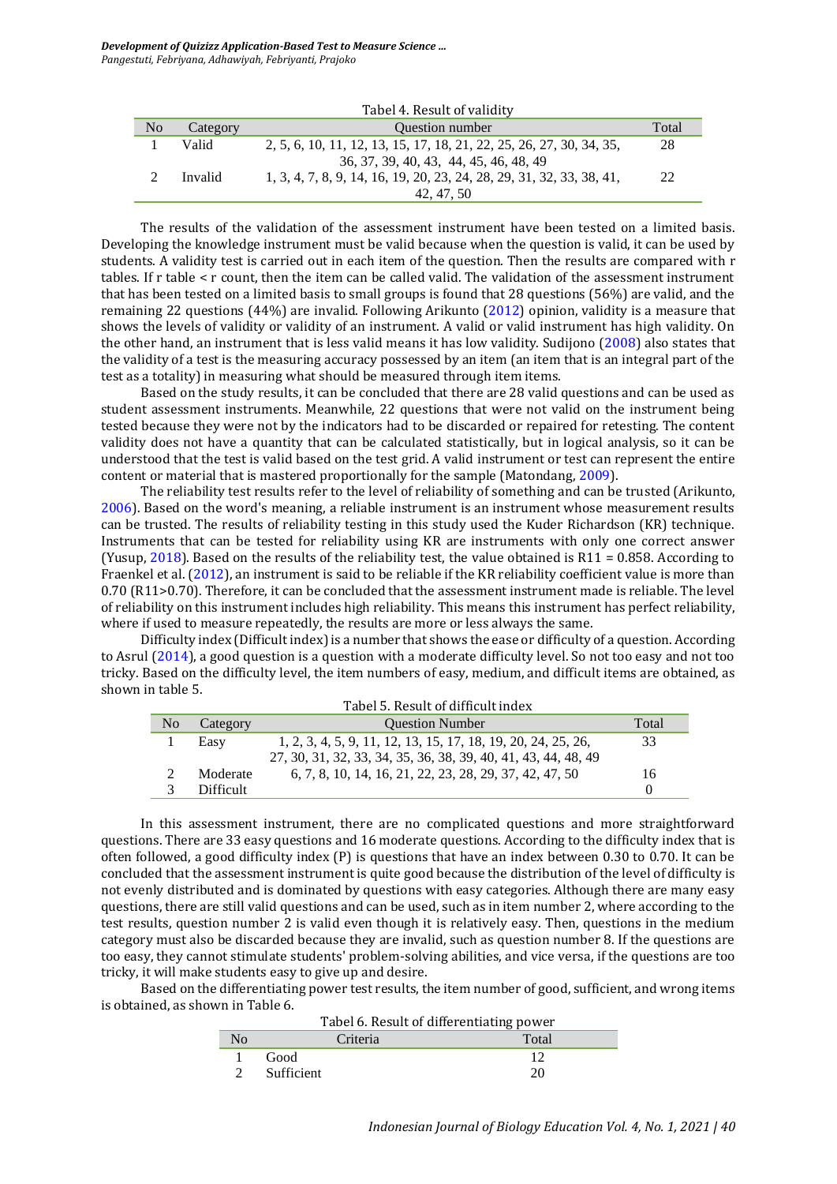Tabel 4. Result of validity

| No | Category | Question number | Total |
|---|---|---|---|
| 1 | Valid | 2, 5, 6, 10, 11, 12, 13, 15, 17, 18, 21, 22, 25, 26, 27, 30, 34, 35, 36, 37, 39, 40, 43, 44, 45, 46, 48, 49 | 28 |
| 2 | Invalid | 1, 3, 4, 7, 8, 9, 14, 16, 19, 20, 23, 24, 28, 29, 31, 32, 33, 38, 41, 42, 47, 50 | 22 |

The results of the validation of the assessment instrument have been tested on a limited basis. Developing the knowledge instrument must be valid because when the question is valid, it can be used by students. A validity test is carried out in each item of the question. Then the results are compared with r tables. If r table < r count, then the item can be called valid. The validation of the assessment instrument that has been tested on a limited basis to small groups is found that 28 questions (56%) are valid, and the remaining 22 questions (44%) are invalid. Following Arikunto (2012) opinion, validity is a measure that shows the levels of validity or validity of an instrument. A valid or valid instrument has high validity. On the other hand, an instrument that is less valid means it has low validity. Sudijono (2008) also states that the validity of a test is the measuring accuracy possessed by an item (an item that is an integral part of the test as a totality) in measuring what should be measured through item items.

Based on the study results, it can be concluded that there are 28 valid questions and can be used as student assessment instruments. Meanwhile, 22 questions that were not valid on the instrument being tested because they were not by the indicators had to be discarded or repaired for retesting. The content validity does not have a quantity that can be calculated statistically, but in logical analysis, so it can be understood that the test is valid based on the test grid. A valid instrument or test can represent the entire content or material that is mastered proportionally for the sample (Matondang, 2009).

The reliability test results refer to the level of reliability of something and can be trusted (Arikunto, 2006). Based on the word's meaning, a reliable instrument is an instrument whose measurement results can be trusted. The results of reliability testing in this study used the Kuder Richardson (KR) technique. Instruments that can be tested for reliability using KR are instruments with only one correct answer (Yusup, 2018). Based on the results of the reliability test, the value obtained is $R11 = 0.858$. According to Fraenkel et al. (2012), an instrument is said to be reliable if the KR reliability coefficient value is more than 0.70 ($R11>0.70$). Therefore, it can be concluded that the assessment instrument made is reliable. The level of reliability on this instrument includes high reliability. This means this instrument has perfect reliability, where if used to measure repeatedly, the results are more or less always the same.

Difficulty index (Difficult index) is a number that shows the ease or difficulty of a question. According to Asrul (2014), a good question is a question with a moderate difficulty level. So not too easy and not too tricky. Based on the difficulty level, the item numbers of easy, medium, and difficult items are obtained, as shown in table 5.

Tabel 5. Result of difficult index

| No | Category | Question Number | Total |
|---|---|---|---|
| 1 | Easy | 1, 2, 3, 4, 5, 9, 11, 12, 13, 15, 17, 18, 19, 20, 24, 25, 26, 27, 30, 31, 32, 33, 34, 35, 36, 38, 39, 40, 41, 43, 44, 48, 49 | 33 |
| 2 | Moderate | 6, 7, 8, 10, 14, 16, 21, 22, 23, 28, 29, 37, 42, 47, 50 | 16 |
| 3 | Difficult | | 0 |

In this assessment instrument, there are no complicated questions and more straightforward questions. There are 33 easy questions and 16 moderate questions. According to the difficulty index that is often followed, a good difficulty index (P) is questions that have an index between 0.30 to 0.70. It can be concluded that the assessment instrument is quite good because the distribution of the level of difficulty is not evenly distributed and is dominated by questions with easy categories. Although there are many easy questions, there are still valid questions and can be used, such as in item number 2, where according to the test results, question number 2 is valid even though it is relatively easy. Then, questions in the medium category must also be discarded because they are invalid, such as question number 8. If the questions are too easy, they cannot stimulate students' problem-solving abilities, and vice versa, if the questions are too tricky, it will make students easy to give up and desire.

Based on the differentiating power test results, the item number of good, sufficient, and wrong items is obtained, as shown in Table 6.

Tabel 6. Result of differentiating power

| No | Criteria | Total |
|---|---|---|
| 1 | Good | 12 |
| 2 | Sufficient | 20 |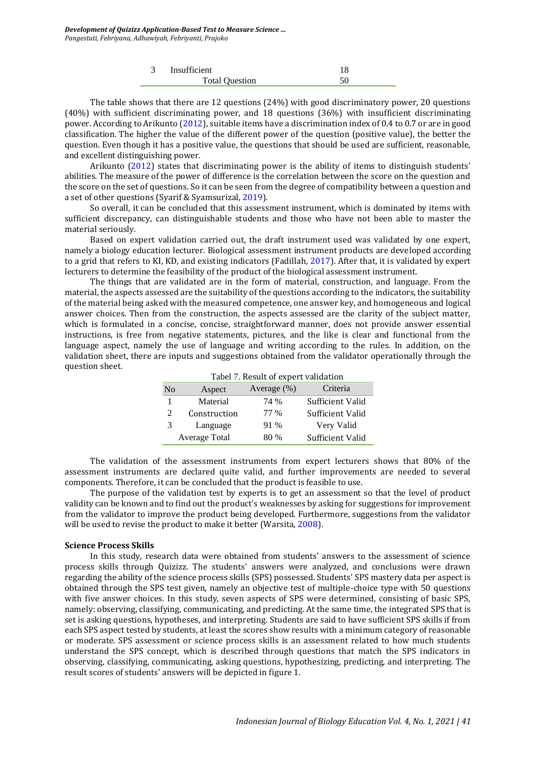| 3 | Insufficient | 18 |
|---|---|---|
| | Total Question | 50 |

The table shows that there are 12 questions (24%) with good discriminatory power, 20 questions (40%) with sufficient discriminating power, and 18 questions (36%) with insufficient discriminating power. According to Arikunto (2012), suitable items have a discrimination index of 0.4 to 0.7 or are in good classification. The higher the value of the different power of the question (positive value), the better the question. Even though it has a positive value, the questions that should be used are sufficient, reasonable, and excellent distinguishing power.

Arikunto (2012) states that discriminating power is the ability of items to distinguish students' abilities. The measure of the power of difference is the correlation between the score on the question and the score on the set of questions. So it can be seen from the degree of compatibility between a question and a set of other questions (Syarif & Syamsurizal, 2019).

So overall, it can be concluded that this assessment instrument, which is dominated by items with sufficient discrepancy, can distinguishable students and those who have not been able to master the material seriously.

Based on expert validation carried out, the draft instrument used was validated by one expert, namely a biology education lecturer. Biological assessment instrument products are developed according to a grid that refers to KI, KD, and existing indicators (Fadillah, 2017). After that, it is validated by expert lecturers to determine the feasibility of the product of the biological assessment instrument.

The things that are validated are in the form of material, construction, and language. From the material, the aspects assessed are the suitability of the questions according to the indicators, the suitability of the material being asked with the measured competence, one answer key, and homogeneous and logical answer choices. Then from the construction, the aspects assessed are the clarity of the subject matter, which is formulated in a concise, concise, straightforward manner, does not provide answer essential instructions, is free from negative statements, pictures, and the like is clear and functional from the language aspect, namely the use of language and writing according to the rules. In addition, on the validation sheet, there are inputs and suggestions obtained from the validator operationally through the question sheet.

Tabel 7. Result of expert validation

| No | Aspect | Average (%) | Criteria |
|---|---|---|---|
| 1 | Material | 74 % | Sufficient Valid |
| 2 | Construction | 77 % | Sufficient Valid |
| 3 | Language | 91 % | Very Valid |
| | Average Total | 80 % | Sufficient Valid |

The validation of the assessment instruments from expert lecturers shows that 80% of the assessment instruments are declared quite valid, and further improvements are needed to several components. Therefore, it can be concluded that the product is feasible to use.

The purpose of the validation test by experts is to get an assessment so that the level of product validity can be known and to find out the product's weaknesses by asking for suggestions for improvement from the validator to improve the product being developed. Furthermore, suggestions from the validator will be used to revise the product to make it better (Warsita, 2008).

**Science Process Skills**

In this study, research data were obtained from students' answers to the assessment of science process skills through Quizizz. The students' answers were analyzed, and conclusions were drawn regarding the ability of the science process skills (SPS) possessed. Students' SPS mastery data per aspect is obtained through the SPS test given, namely an objective test of multiple-choice type with 50 questions with five answer choices. In this study, seven aspects of SPS were determined, consisting of basic SPS, namely: observing, classifying, communicating, and predicting. At the same time, the integrated SPS that is set is asking questions, hypotheses, and interpreting. Students are said to have sufficient SPS skills if from each SPS aspect tested by students, at least the scores show results with a minimum category of reasonable or moderate. SPS assessment or science process skills is an assessment related to how much students understand the SPS concept, which is described through questions that match the SPS indicators in observing, classifying, communicating, asking questions, hypothesizing, predicting, and interpreting. The result scores of students' answers will be depicted in figure 1.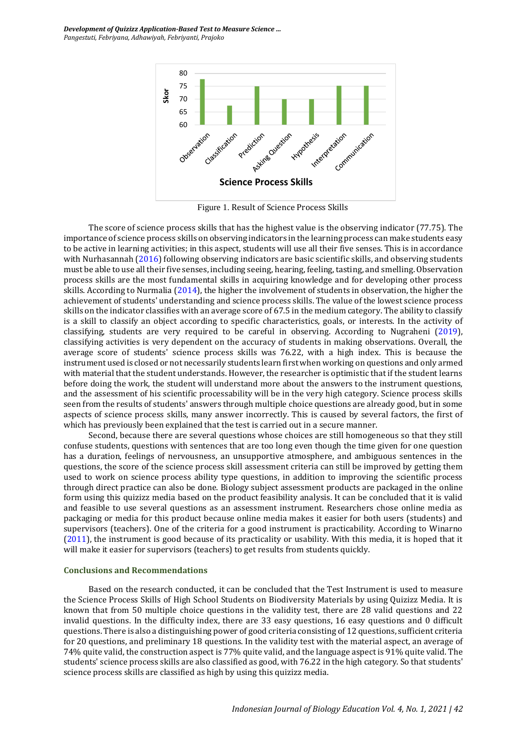Figure 1. Result of Science Process Skills

The score of science process skills that has the highest value is the observing indicator (77.75). The importance of science process skills on observing indicators in the learning process can make students easy to be active in learning activities; in this aspect, students will use all their five senses. This is in accordance with Nurhasannah (2016) following observing indicators are basic scientific skills, and observing students must be able to use all their five senses, including seeing, hearing, feeling, tasting, and smelling. Observation process skills are the most fundamental skills in acquiring knowledge and for developing other process skills. According to Nurmalia (2014), the higher the involvement of students in observation, the higher the achievement of students' understanding and science process skills. The value of the lowest science process skills on the indicator classifies with an average score of 67.5 in the medium category. The ability to classify is a skill to classify an object according to specific characteristics, goals, or interests. In the activity of classifying, students are very required to be careful in observing. According to Nugraheni (2019), classifying activities is very dependent on the accuracy of students in making observations. Overall, the average score of students' science process skills was 76.22, with a high index. This is because the instrument used is closed or not necessarily students learn first when working on questions and only armed with material that the student understands. However, the researcher is optimistic that if the student learns before doing the work, the student will understand more about the answers to the instrument questions, and the assessment of his scientific processability will be in the very high category. Science process skills seen from the results of students' answers through multiple choice questions are already good, but in some aspects of science process skills, many answer incorrectly. This is caused by several factors, the first of which has previously been explained that the test is carried out in a secure manner.

Second, because there are several questions whose choices are still homogeneous so that they still confuse students, questions with sentences that are too long even though the time given for one question has a duration, feelings of nervousness, an unsupportive atmosphere, and ambiguous sentences in the questions, the score of the science process skill assessment criteria can still be improved by getting them used to work on science process ability type questions, in addition to improving the scientific process through direct practice can also be done. Biology subject assessment products are packaged in the online form using this quizizz media based on the product feasibility analysis. It can be concluded that it is valid and feasible to use several questions as an assessment instrument. Researchers chose online media as packaging or media for this product because online media makes it easier for both users (students) and supervisors (teachers). One of the criteria for a good instrument is practicability. According to Winarno (2011), the instrument is good because of its practicality or usability. With this media, it is hoped that it will make it easier for supervisors (teachers) to get results from students quickly.

## Conclusions and Recommendations

Based on the research conducted, it can be concluded that the Test Instrument is used to measure the Science Process Skills of High School Students on Biodiversity Materials by using Quizizz Media. It is known that from 50 multiple choice questions in the validity test, there are 28 valid questions and 22 invalid questions. In the difficulty index, there are 33 easy questions, 16 easy questions and 0 difficult questions. There is also a distinguishing power of good criteria consisting of 12 questions, sufficient criteria for 20 questions, and preliminary 18 questions. In the validity test with the material aspect, an average of 74% quite valid, the construction aspect is 77% quite valid, and the language aspect is 91% quite valid. The students' science process skills are also classified as good, with 76.22 in the high category. So that students' science process skills are classified as high by using this quizizz media.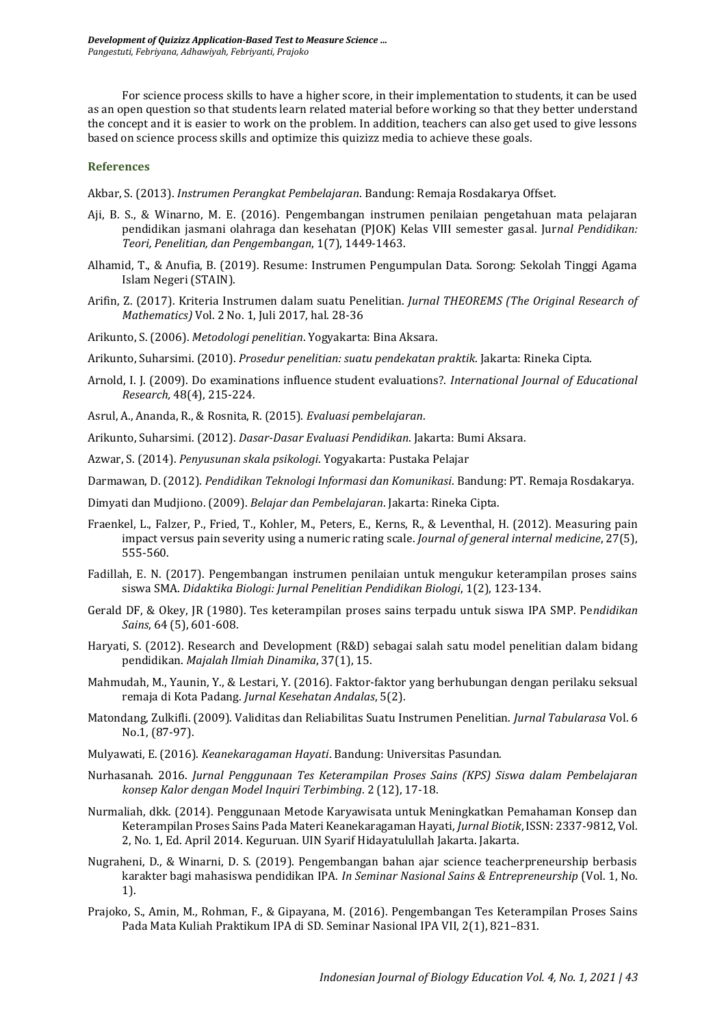For science process skills to have a higher score, in their implementation to students, it can be used as an open question so that students learn related material before working so that they better understand the concept and it is easier to work on the problem. In addition, teachers can also get used to give lessons based on science process skills and optimize this quizizz media to achieve these goals.

## References

Akbar, S. (2013). *Instrumen Perangkat Pembelajaran*. Bandung: Remaja Rosdakarya Offset.

Aji, B. S., & Winarno, M. E. (2016). Pengembangan instrumen penilaian pengetahuan mata pelajaran pendidikan jasmani olahraga dan kesehatan (PJOK) Kelas VIII semester gasal. Jur*nal Pendidikan: Teori, Penelitian, dan Pengembangan*, 1(7), 1449-1463.

Alhamid, T., & Anufia, B. (2019). Resume: Instrumen Pengumpulan Data. Sorong: Sekolah Tinggi Agama Islam Negeri (STAIN).

Arifin, Z. (2017). Kriteria Instrumen dalam suatu Penelitian. *Jurnal THEOREMS (The Original Research of Mathematics)* Vol. 2 No. 1, Juli 2017, hal. 28-36

Arikunto, S. (2006). *Metodologi penelitian*. Yogyakarta: Bina Aksara.

Arikunto, Suharsimi. (2010). *Prosedur penelitian: suatu pendekatan praktik*. Jakarta: Rineka Cipta.

Arnold, I. J. (2009). Do examinations influence student evaluations?. *International Journal of Educational Research,* 48(4), 215-224.

Asrul, A., Ananda, R., & Rosnita, R. (2015). *Evaluasi pembelajaran*.

Arikunto, Suharsimi. (2012). *Dasar-Dasar Evaluasi Pendidikan*. Jakarta: Bumi Aksara.

Azwar, S. (2014). *Penyusunan skala psikologi*. Yogyakarta: Pustaka Pelajar

Darmawan, D. (2012). *Pendidikan Teknologi Informasi dan Komunikasi*. Bandung: PT. Remaja Rosdakarya.

Dimyati dan Mudjiono. (2009). *Belajar dan Pembelajaran*. Jakarta: Rineka Cipta.

Fraenkel, L., Falzer, P., Fried, T., Kohler, M., Peters, E., Kerns, R., & Leventhal, H. (2012). Measuring pain impact versus pain severity using a numeric rating scale. *Journal of general internal medicine*, 27(5), 555-560.

Fadillah, E. N. (2017). Pengembangan instrumen penilaian untuk mengukur keterampilan proses sains siswa SMA. *Didaktika Biologi: Jurnal Penelitian Pendidikan Biologi*, 1(2), 123-134.

Gerald DF, & Okey, JR (1980). Tes keterampilan proses sains terpadu untuk siswa IPA SMP. Pe*ndidikan Sains*, 64 (5), 601-608.

Haryati, S. (2012). Research and Development (R&D) sebagai salah satu model penelitian dalam bidang pendidikan. *Majalah Ilmiah Dinamika*, 37(1), 15.

Mahmudah, M., Yaunin, Y., & Lestari, Y. (2016). Faktor-faktor yang berhubungan dengan perilaku seksual remaja di Kota Padang. *Jurnal Kesehatan Andalas*, 5(2).

Matondang, Zulkifli. (2009). Validitas dan Reliabilitas Suatu Instrumen Penelitian. *Jurnal Tabularasa* Vol. 6 No.1, (87-97).

Mulyawati, E. (2016). *Keanekaragaman Hayati*. Bandung: Universitas Pasundan.

Nurhasanah. 2016. *Jurnal Penggunaan Tes Keterampilan Proses Sains (KPS) Siswa dalam Pembelajaran konsep Kalor dengan Model Inquiri Terbimbing*. 2 (12), 17-18.

Nurmaliah, dkk. (2014). Penggunaan Metode Karyawisata untuk Meningkatkan Pemahaman Konsep dan Keterampilan Proses Sains Pada Materi Keanekaragaman Hayati, *Jurnal Biotik*, ISSN: 2337-9812, Vol. 2, No. 1, Ed. April 2014. Keguruan. UIN Syarif Hidayatulullah Jakarta. Jakarta.

Nugraheni, D., & Winarni, D. S. (2019). Pengembangan bahan ajar science teacherpreneurship berbasis karakter bagi mahasiswa pendidikan IPA. *In Seminar Nasional Sains & Entrepreneurship* (Vol. 1, No. 1).

Prajoko, S., Amin, M., Rohman, F., & Gipayana, M. (2016). Pengembangan Tes Keterampilan Proses Sains Pada Mata Kuliah Praktikum IPA di SD. Seminar Nasional IPA VII, 2(1), 821–831.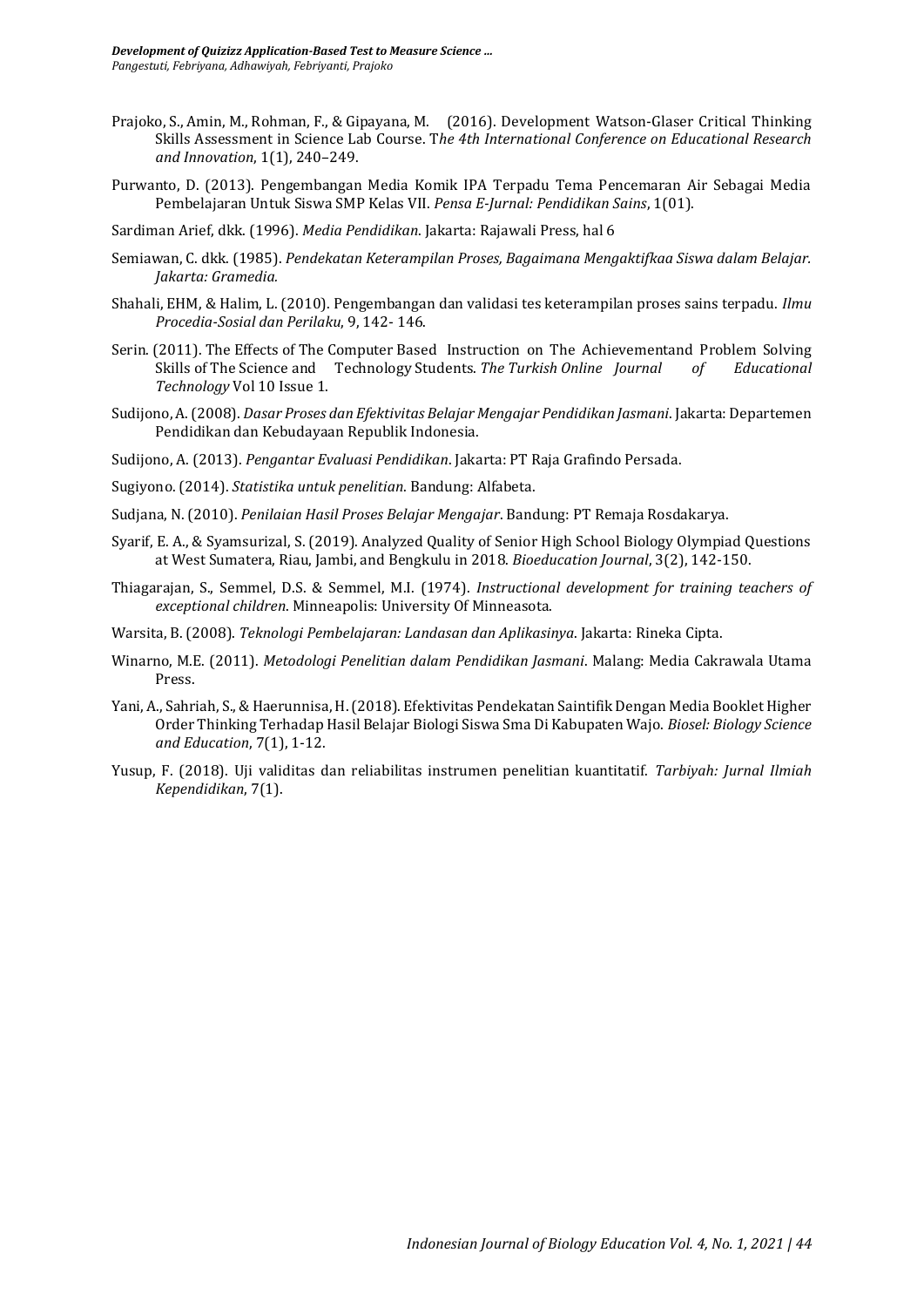Prajoko, S., Amin, M., Rohman, F., & Gipayana, M. (2016). Development Watson-Glaser Critical Thinking Skills Assessment in Science Lab Course. T*he 4th International Conference on Educational Research and Innovation*, 1(1), 240–249.

Purwanto, D. (2013). Pengembangan Media Komik IPA Terpadu Tema Pencemaran Air Sebagai Media Pembelajaran Untuk Siswa SMP Kelas VII. *Pensa E-Jurnal: Pendidikan Sains*, 1(01).

Sardiman Arief, dkk. (1996). *Media Pendidikan*. Jakarta: Rajawali Press, hal 6

Semiawan, C. dkk. (1985). *Pendekatan Keterampilan Proses, Bagaimana Mengaktifkaa Siswa dalam Belajar. Jakarta: Gramedia.*

Shahali, EHM, & Halim, L. (2010). Pengembangan dan validasi tes keterampilan proses sains terpadu. *Ilmu Procedia-Sosial dan Perilaku*, 9, 142- 146.

Serin. (2011). The Effects of The Computer Based Instruction on The Achievementand Problem Solving Skills of The Science and Technology Students. *The Turkish Online Journal of Educational Technology* Vol 10 Issue 1.

Sudijono, A. (2008). *Dasar Proses dan Efektivitas Belajar Mengajar Pendidikan Jasmani*. Jakarta: Departemen Pendidikan dan Kebudayaan Republik Indonesia.

Sudijono, A. (2013). *Pengantar Evaluasi Pendidikan*. Jakarta: PT Raja Grafindo Persada.

Sugiyono. (2014). *Statistika untuk penelitian*. Bandung: Alfabeta.

Sudjana, N. (2010). *Penilaian Hasil Proses Belajar Mengajar*. Bandung: PT Remaja Rosdakarya.

Syarif, E. A., & Syamsurizal, S. (2019). Analyzed Quality of Senior High School Biology Olympiad Questions at West Sumatera, Riau, Jambi, and Bengkulu in 2018. *Bioeducation Journal*, 3(2), 142-150.

Thiagarajan, S., Semmel, D.S. & Semmel, M.I. (1974). *Instructional development for training teachers of exceptional children*. Minneapolis: University Of Minneasota.

Warsita, B. (2008). *Teknologi Pembelajaran: Landasan dan Aplikasinya*. Jakarta: Rineka Cipta.

Winarno, M.E. (2011). *Metodologi Penelitian dalam Pendidikan Jasmani*. Malang: Media Cakrawala Utama Press.

Yani, A., Sahriah, S., & Haerunnisa, H. (2018). Efektivitas Pendekatan Saintifik Dengan Media Booklet Higher Order Thinking Terhadap Hasil Belajar Biologi Siswa Sma Di Kabupaten Wajo. *Biosel: Biology Science and Education*, 7(1), 1-12.

Yusup, F. (2018). Uji validitas dan reliabilitas instrumen penelitian kuantitatif. *Tarbiyah: Jurnal Ilmiah Kependidikan*, 7(1).